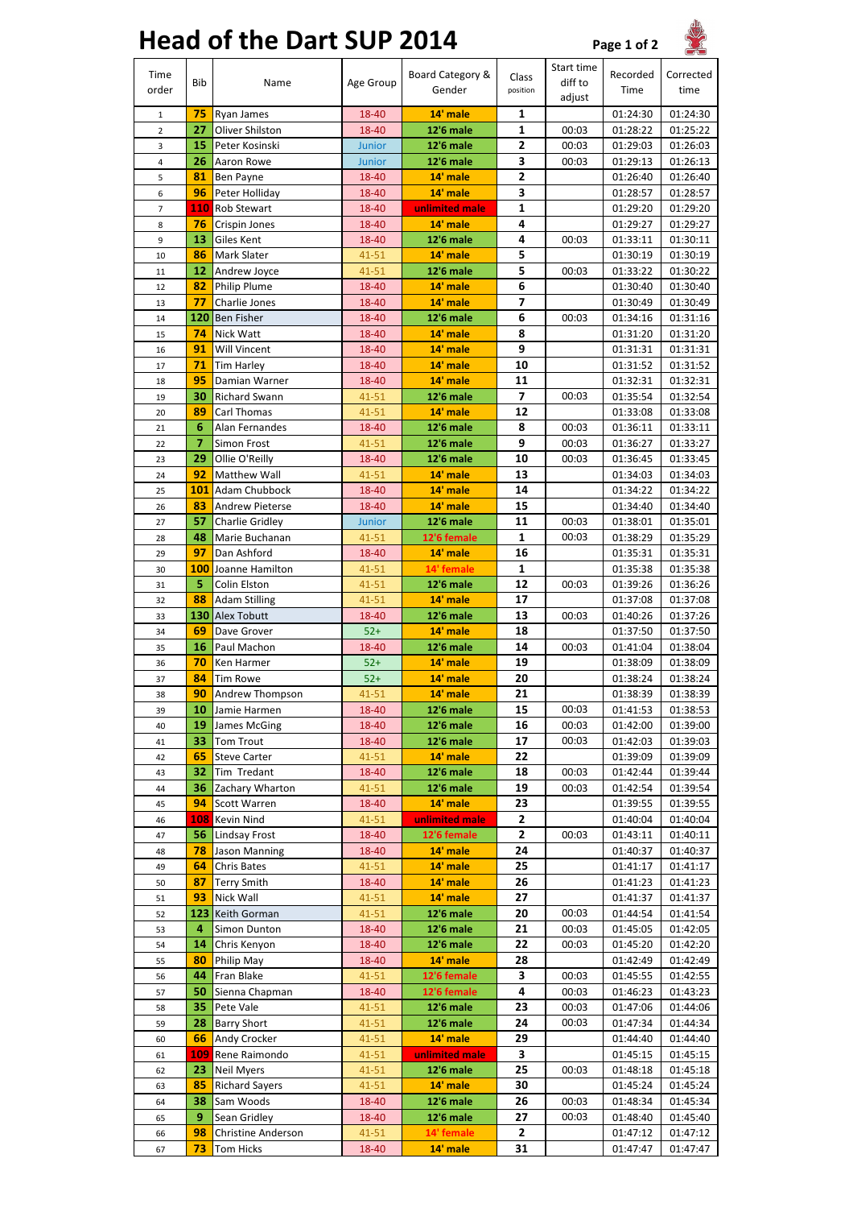# Head of the Dart SUP 2014

| Time order | Bib | Name | Age Group | Board Category & Gender | Class position | Start time diff to adjust | Recorded Time | Corrected time |
|---|---|---|---|---|---|---|---|---|
| 1 | 75 | Ryan James | 18-40 | 14' male | 1 | | 01:24:30 | 01:24:30 |
| 2 | 27 | Oliver Shilston | 18-40 | 12'6 male | 1 | 00:03 | 01:28:22 | 01:25:22 |
| 3 | 15 | Peter Kosinski | Junior | 12'6 male | 2 | 00:03 | 01:29:03 | 01:26:03 |
| 4 | 26 | Aaron Rowe | Junior | 12'6 male | 3 | 00:03 | 01:29:13 | 01:26:13 |
| 5 | 81 | Ben Payne | 18-40 | 14' male | 2 | | 01:26:40 | 01:26:40 |
| 6 | 96 | Peter Holliday | 18-40 | 14' male | 3 | | 01:28:57 | 01:28:57 |
| 7 | 110 | Rob Stewart | 18-40 | unlimited male | 1 | | 01:29:20 | 01:29:20 |
| 8 | 76 | Crispin Jones | 18-40 | 14' male | 4 | | 01:29:27 | 01:29:27 |
| 9 | 13 | Giles Kent | 18-40 | 12'6 male | 4 | 00:03 | 01:33:11 | 01:30:11 |
| 10 | 86 | Mark Slater | 41-51 | 14' male | 5 | | 01:30:19 | 01:30:19 |
| 11 | 12 | Andrew Joyce | 41-51 | 12'6 male | 5 | 00:03 | 01:33:22 | 01:30:22 |
| 12 | 82 | Philip Plume | 18-40 | 14' male | 6 | | 01:30:40 | 01:30:40 |
| 13 | 77 | Charlie Jones | 18-40 | 14' male | 7 | | 01:30:49 | 01:30:49 |
| 14 | 120 | Ben Fisher | 18-40 | 12'6 male | 6 | 00:03 | 01:34:16 | 01:31:16 |
| 15 | 74 | Nick Watt | 18-40 | 14' male | 8 | | 01:31:20 | 01:31:20 |
| 16 | 91 | Will Vincent | 18-40 | 14' male | 9 | | 01:31:31 | 01:31:31 |
| 17 | 71 | Tim Harley | 18-40 | 14' male | 10 | | 01:31:52 | 01:31:52 |
| 18 | 95 | Damian Warner | 18-40 | 14' male | 11 | | 01:32:31 | 01:32:31 |
| 19 | 30 | Richard Swann | 41-51 | 12'6 male | 7 | 00:03 | 01:35:54 | 01:32:54 |
| 20 | 89 | Carl Thomas | 41-51 | 14' male | 12 | | 01:33:08 | 01:33:08 |
| 21 | 6 | Alan Fernandes | 18-40 | 12'6 male | 8 | 00:03 | 01:36:11 | 01:33:11 |
| 22 | 7 | Simon Frost | 41-51 | 12'6 male | 9 | 00:03 | 01:36:27 | 01:33:27 |
| 23 | 29 | Ollie O'Reilly | 18-40 | 12'6 male | 10 | 00:03 | 01:36:45 | 01:33:45 |
| 24 | 92 | Matthew Wall | 41-51 | 14' male | 13 | | 01:34:03 | 01:34:03 |
| 25 | 101 | Adam Chubbock | 18-40 | 14' male | 14 | | 01:34:22 | 01:34:22 |
| 26 | 83 | Andrew Pieterse | 18-40 | 14' male | 15 | | 01:34:40 | 01:34:40 |
| 27 | 57 | Charlie Gridley | Junior | 12'6 male | 11 | 00:03 | 01:38:01 | 01:35:01 |
| 28 | 48 | Marie Buchanan | 41-51 | 12'6 female | 1 | 00:03 | 01:38:29 | 01:35:29 |
| 29 | 97 | Dan Ashford | 18-40 | 14' male | 16 | | 01:35:31 | 01:35:31 |
| 30 | 100 | Joanne Hamilton | 41-51 | 14' female | 1 | | 01:35:38 | 01:35:38 |
| 31 | 5 | Colin Elston | 41-51 | 12'6 male | 12 | 00:03 | 01:39:26 | 01:36:26 |
| 32 | 88 | Adam Stilling | 41-51 | 14' male | 17 | | 01:37:08 | 01:37:08 |
| 33 | 130 | Alex Tobutt | 18-40 | 12'6 male | 13 | 00:03 | 01:40:26 | 01:37:26 |
| 34 | 69 | Dave Grover | 52+ | 14' male | 18 | | 01:37:50 | 01:37:50 |
| 35 | 16 | Paul Machon | 18-40 | 12'6 male | 14 | 00:03 | 01:41:04 | 01:38:04 |
| 36 | 70 | Ken Harmer | 52+ | 14' male | 19 | | 01:38:09 | 01:38:09 |
| 37 | 84 | Tim Rowe | 52+ | 14' male | 20 | | 01:38:24 | 01:38:24 |
| 38 | 90 | Andrew Thompson | 41-51 | 14' male | 21 | | 01:38:39 | 01:38:39 |
| 39 | 10 | Jamie Harmen | 18-40 | 12'6 male | 15 | 00:03 | 01:41:53 | 01:38:53 |
| 40 | 19 | James McGing | 18-40 | 12'6 male | 16 | 00:03 | 01:42:00 | 01:39:00 |
| 41 | 33 | Tom Trout | 18-40 | 12'6 male | 17 | 00:03 | 01:42:03 | 01:39:03 |
| 42 | 65 | Steve Carter | 41-51 | 14' male | 22 | | 01:39:09 | 01:39:09 |
| 43 | 32 | Tim Tredant | 18-40 | 12'6 male | 18 | 00:03 | 01:42:44 | 01:39:44 |
| 44 | 36 | Zachary Wharton | 41-51 | 12'6 male | 19 | 00:03 | 01:42:54 | 01:39:54 |
| 45 | 94 | Scott Warren | 18-40 | 14' male | 23 | | 01:39:55 | 01:39:55 |
| 46 | 108 | Kevin Nind | 41-51 | unlimited male | 2 | | 01:40:04 | 01:40:04 |
| 47 | 56 | Lindsay Frost | 18-40 | 12'6 female | 2 | 00:03 | 01:43:11 | 01:40:11 |
| 48 | 78 | Jason Manning | 18-40 | 14' male | 24 | | 01:40:37 | 01:40:37 |
| 49 | 64 | Chris Bates | 41-51 | 14' male | 25 | | 01:41:17 | 01:41:17 |
| 50 | 87 | Terry Smith | 18-40 | 14' male | 26 | | 01:41:23 | 01:41:23 |
| 51 | 93 | Nick Wall | 41-51 | 14' male | 27 | | 01:41:37 | 01:41:37 |
| 52 | 123 | Keith Gorman | 41-51 | 12'6 male | 20 | 00:03 | 01:44:54 | 01:41:54 |
| 53 | 4 | Simon Dunton | 18-40 | 12'6 male | 21 | 00:03 | 01:45:05 | 01:42:05 |
| 54 | 14 | Chris Kenyon | 18-40 | 12'6 male | 22 | 00:03 | 01:45:20 | 01:42:20 |
| 55 | 80 | Philip May | 18-40 | 14' male | 28 | | 01:42:49 | 01:42:49 |
| 56 | 44 | Fran Blake | 41-51 | 12'6 female | 3 | 00:03 | 01:45:55 | 01:42:55 |
| 57 | 50 | Sienna Chapman | 18-40 | 12'6 female | 4 | 00:03 | 01:46:23 | 01:43:23 |
| 58 | 35 | Pete Vale | 41-51 | 12'6 male | 23 | 00:03 | 01:47:06 | 01:44:06 |
| 59 | 28 | Barry Short | 41-51 | 12'6 male | 24 | 00:03 | 01:47:34 | 01:44:34 |
| 60 | 66 | Andy Crocker | 41-51 | 14' male | 29 | | 01:44:40 | 01:44:40 |
| 61 | 109 | Rene Raimondo | 41-51 | unlimited male | 3 | | 01:45:15 | 01:45:15 |
| 62 | 23 | Neil Myers | 41-51 | 12'6 male | 25 | 00:03 | 01:48:18 | 01:45:18 |
| 63 | 85 | Richard Sayers | 41-51 | 14' male | 30 | | 01:45:24 | 01:45:24 |
| 64 | 38 | Sam Woods | 18-40 | 12'6 male | 26 | 00:03 | 01:48:34 | 01:45:34 |
| 65 | 9 | Sean Gridley | 18-40 | 12'6 male | 27 | 00:03 | 01:48:40 | 01:45:40 |
| 66 | 98 | Christine Anderson | 41-51 | 14' female | 2 | | 01:47:12 | 01:47:12 |
| 67 | 73 | Tom Hicks | 18-40 | 14' male | 31 | | 01:47:47 | 01:47:47 |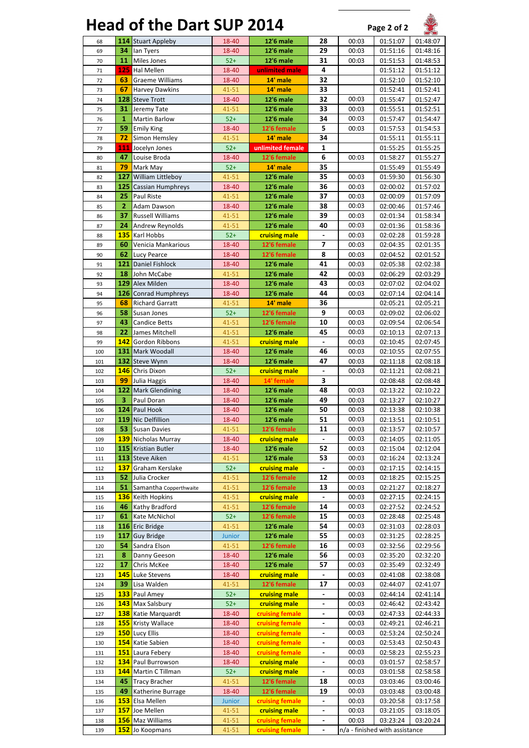# Head of the Dart SUP 2014

| | | | | | | | | |
|---|---|---|---|---|---|---|---|---|
| 68 | 114 | Stuart Appleby | 18-40 | 12'6 male | 28 | 00:03 | 01:51:07 | 01:48:07 |
| 69 | 34 | Ian Tyers | 18-40 | 12'6 male | 29 | 00:03 | 01:51:16 | 01:48:16 |
| 70 | 11 | Miles Jones | 52+ | 12'6 male | 31 | 00:03 | 01:51:53 | 01:48:53 |
| 71 | 125 | Hal Mellen | 18-40 | unlimited male | 4 | | 01:51:12 | 01:51:12 |
| 72 | 63 | Graeme Williams | 18-40 | 14' male | 32 | | 01:52:10 | 01:52:10 |
| 73 | 67 | Harvey Dawkins | 41-51 | 14' male | 33 | | 01:52:41 | 01:52:41 |
| 74 | 128 | Steve Trott | 18-40 | 12'6 male | 32 | 00:03 | 01:55:47 | 01:52:47 |
| 75 | 31 | Jeremy Tate | 41-51 | 12'6 male | 33 | 00:03 | 01:55:51 | 01:52:51 |
| 76 | 1 | Martin Barlow | 52+ | 12'6 male | 34 | 00:03 | 01:57:47 | 01:54:47 |
| 77 | 59 | Emily King | 18-40 | 12'6 female | 5 | 00:03 | 01:57:53 | 01:54:53 |
| 78 | 72 | Simon Hemsley | 41-51 | 14' male | 34 | | 01:55:11 | 01:55:11 |
| 79 | 111 | Jocelyn Jones | 52+ | unlimited female | 1 | | 01:55:25 | 01:55:25 |
| 80 | 47 | Louise Broda | 18-40 | 12'6 female | 6 | 00:03 | 01:58:27 | 01:55:27 |
| 81 | 79 | Mark May | 52+ | 14' male | 35 | | 01:55:49 | 01:55:49 |
| 82 | 127 | William Littleboy | 41-51 | 12'6 male | 35 | 00:03 | 01:59:30 | 01:56:30 |
| 83 | 125 | Cassian Humphreys | 18-40 | 12'6 male | 36 | 00:03 | 02:00:02 | 01:57:02 |
| 84 | 25 | Paul Riste | 41-51 | 12'6 male | 37 | 00:03 | 02:00:09 | 01:57:09 |
| 85 | 2 | Adam Dawson | 18-40 | 12'6 male | 38 | 00:03 | 02:00:46 | 01:57:46 |
| 86 | 37 | Russell Williams | 41-51 | 12'6 male | 39 | 00:03 | 02:01:34 | 01:58:34 |
| 87 | 24 | Andrew Reynolds | 41-51 | 12'6 male | 40 | 00:03 | 02:01:36 | 01:58:36 |
| 88 | 135 | Karl Hobbs | 52+ | cruising male | - | 00:03 | 02:02:28 | 01:59:28 |
| 89 | 60 | Venicia Mankarious | 18-40 | 12'6 female | 7 | 00:03 | 02:04:35 | 02:01:35 |
| 90 | 62 | Lucy Pearce | 18-40 | 12'6 female | 8 | 00:03 | 02:04:52 | 02:01:52 |
| 91 | 121 | Daniel Fishlock | 18-40 | 12'6 male | 41 | 00:03 | 02:05:38 | 02:02:38 |
| 92 | 18 | John McCabe | 41-51 | 12'6 male | 42 | 00:03 | 02:06:29 | 02:03:29 |
| 93 | 129 | Alex Milden | 18-40 | 12'6 male | 43 | 00:03 | 02:07:02 | 02:04:02 |
| 94 | 126 | Conrad Humphreys | 18-40 | 12'6 male | 44 | 00:03 | 02:07:14 | 02:04:14 |
| 95 | 68 | Richard Garratt | 41-51 | 14' male | 36 | | 02:05:21 | 02:05:21 |
| 96 | 58 | Susan Jones | 52+ | 12'6 female | 9 | 00:03 | 02:09:02 | 02:06:02 |
| 97 | 43 | Candice Betts | 41-51 | 12'6 female | 10 | 00:03 | 02:09:54 | 02:06:54 |
| 98 | 22 | James Mitchell | 41-51 | 12'6 male | 45 | 00:03 | 02:10:13 | 02:07:13 |
| 99 | 142 | Gordon Ribbons | 41-51 | cruising male | - | 00:03 | 02:10:45 | 02:07:45 |
| 100 | 131 | Mark Woodall | 18-40 | 12'6 male | 46 | 00:03 | 02:10:55 | 02:07:55 |
| 101 | 132 | Steve Wynn | 18-40 | 12'6 male | 47 | 00:03 | 02:11:18 | 02:08:18 |
| 102 | 146 | Chris Dixon | 52+ | cruising male | - | 00:03 | 02:11:21 | 02:08:21 |
| 103 | 99 | Julia Haggis | 18-40 | 14' female | 3 | | 02:08:48 | 02:08:48 |
| 104 | 122 | Mark Glendining | 18-40 | 12'6 male | 48 | 00:03 | 02:13:22 | 02:10:22 |
| 105 | 3 | Paul Doran | 18-40 | 12'6 male | 49 | 00:03 | 02:13:27 | 02:10:27 |
| 106 | 124 | Paul Hook | 18-40 | 12'6 male | 50 | 00:03 | 02:13:38 | 02:10:38 |
| 107 | 119 | Nic Delfillion | 18-40 | 12'6 male | 51 | 00:03 | 02:13:51 | 02:10:51 |
| 108 | 53 | Susan Davies | 41-51 | 12'6 female | 11 | 00:03 | 02:13:57 | 02:10:57 |
| 109 | 139 | Nicholas Murray | 18-40 | cruising male | - | 00:03 | 02:14:05 | 02:11:05 |
| 110 | 115 | Kristian Butler | 18-40 | 12'6 male | 52 | 00:03 | 02:15:04 | 02:12:04 |
| 111 | 113 | Steve Aiken | 41-51 | 12'6 male | 53 | 00:03 | 02:16:24 | 02:13:24 |
| 112 | 137 | Graham Kerslake | 52+ | cruising male | - | 00:03 | 02:17:15 | 02:14:15 |
| 113 | 52 | Julia Crocker | 41-51 | 12'6 female | 12 | 00:03 | 02:18:25 | 02:15:25 |
| 114 | 51 | Samantha Copperthwaite | 41-51 | 12'6 female | 13 | 00:03 | 02:21:27 | 02:18:27 |
| 115 | 136 | Keith Hopkins | 41-51 | cruising male | - | 00:03 | 02:27:15 | 02:24:15 |
| 116 | 46 | Kathy Bradford | 41-51 | 12'6 female | 14 | 00:03 | 02:27:52 | 02:24:52 |
| 117 | 61 | Kate McNichol | 52+ | 12'6 female | 15 | 00:03 | 02:28:48 | 02:25:48 |
| 118 | 116 | Eric Bridge | 41-51 | 12'6 male | 54 | 00:03 | 02:31:03 | 02:28:03 |
| 119 | 117 | Guy Bridge | Junior | 12'6 male | 55 | 00:03 | 02:31:25 | 02:28:25 |
| 120 | 54 | Sandra Elson | 41-51 | 12'6 female | 16 | 00:03 | 02:32:56 | 02:29:56 |
| 121 | 8 | Danny Geeson | 18-40 | 12'6 male | 56 | 00:03 | 02:35:20 | 02:32:20 |
| 122 | 17 | Chris McKee | 18-40 | 12'6 male | 57 | 00:03 | 02:35:49 | 02:32:49 |
| 123 | 145 | Luke Stevens | 18-40 | cruising male | - | 00:03 | 02:41:08 | 02:38:08 |
| 124 | 39 | Lisa Walden | 41-51 | 12'6 female | 17 | 00:03 | 02:44:07 | 02:41:07 |
| 125 | 133 | Paul Amey | 52+ | cruising male | - | 00:03 | 02:44:14 | 02:41:14 |
| 126 | 143 | Max Salsbury | 52+ | cruising male | - | 00:03 | 02:46:42 | 02:43:42 |
| 127 | 138 | Katie Marquardt | 18-40 | cruising female | - | 00:03 | 02:47:33 | 02:44:33 |
| 128 | 155 | Kristy Wallace | 18-40 | cruising female | - | 00:03 | 02:49:21 | 02:46:21 |
| 129 | 150 | Lucy Ellis | 18-40 | cruising female | - | 00:03 | 02:53:24 | 02:50:24 |
| 130 | 154 | Katie Sabien | 18-40 | cruising female | - | 00:03 | 02:53:43 | 02:50:43 |
| 131 | 151 | Laura Febery | 18-40 | cruising female | - | 00:03 | 02:58:23 | 02:55:23 |
| 132 | 134 | Paul Burrowson | 18-40 | cruising male | - | 00:03 | 03:01:57 | 02:58:57 |
| 133 | 144 | Martin C Tillman | 52+ | cruising male | - | 00:03 | 03:01:58 | 02:58:58 |
| 134 | 45 | Tracy Bracher | 41-51 | 12'6 female | 18 | 00:03 | 03:03:46 | 03:00:46 |
| 135 | 49 | Katherine Burrage | 18-40 | 12'6 female | 19 | 00:03 | 03:03:48 | 03:00:48 |
| 136 | 153 | Elsa Mellen | Junior | cruising female | - | 00:03 | 03:20:58 | 03:17:58 |
| 137 | 157 | Joe Mellen | 41-51 | cruising male | - | 00:03 | 03:21:05 | 03:18:05 |
| 138 | 156 | Maz Williams | 41-51 | cruising female | - | 00:03 | 03:23:24 | 03:20:24 |
| 139 | 152 | Jo Koopmans | 41-51 | cruising female | - | n/a - finished with assistance | | |